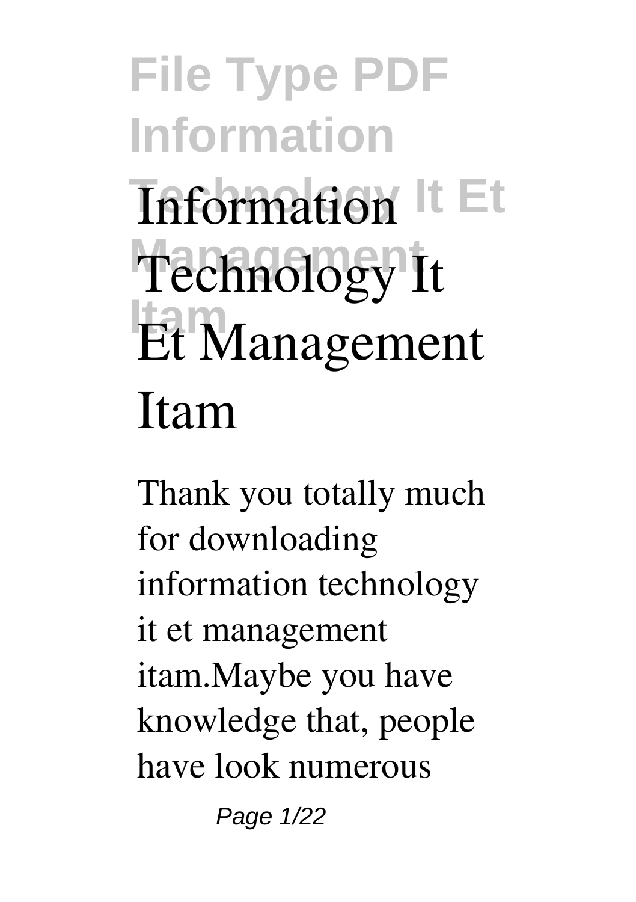# Information Technology It Et Management Itam

Thank you totally much for downloading **information technology it et management itam**.Maybe you have knowledge that, people have look numerous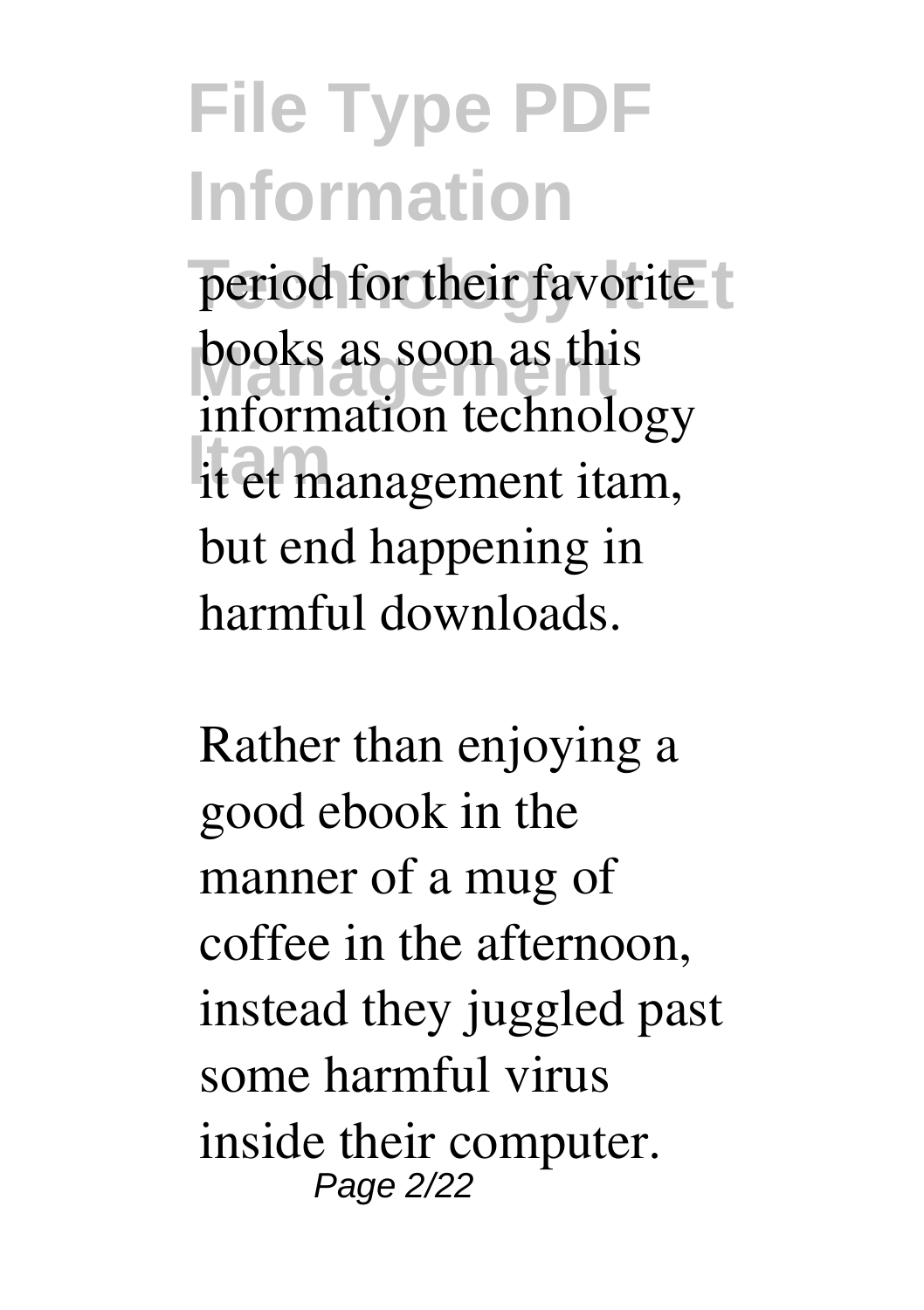period for their favorite books as soon as this information technology it et management itam, but end happening in harmful downloads.

Rather than enjoying a good ebook in the manner of a mug of coffee in the afternoon, instead they juggled past some harmful virus inside their computer.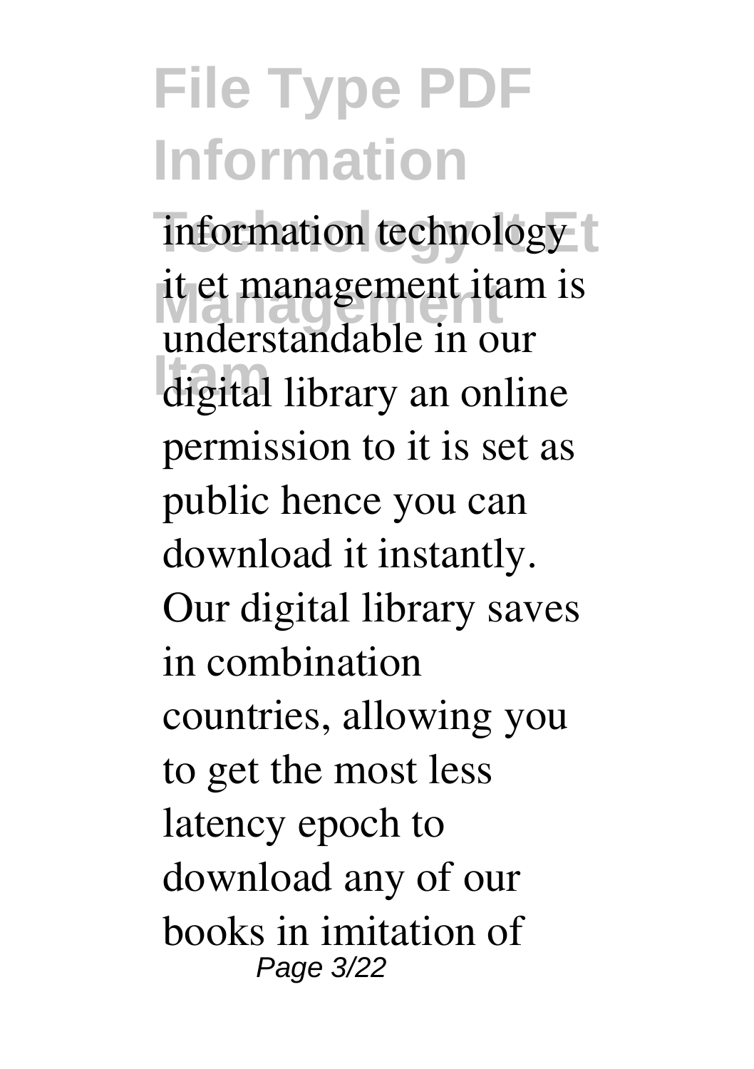information technology it et management itam is understandable in our digital library an online permission to it is set as public hence you can download it instantly. Our digital library saves in combination countries, allowing you to get the most less latency epoch to download any of our books in imitation of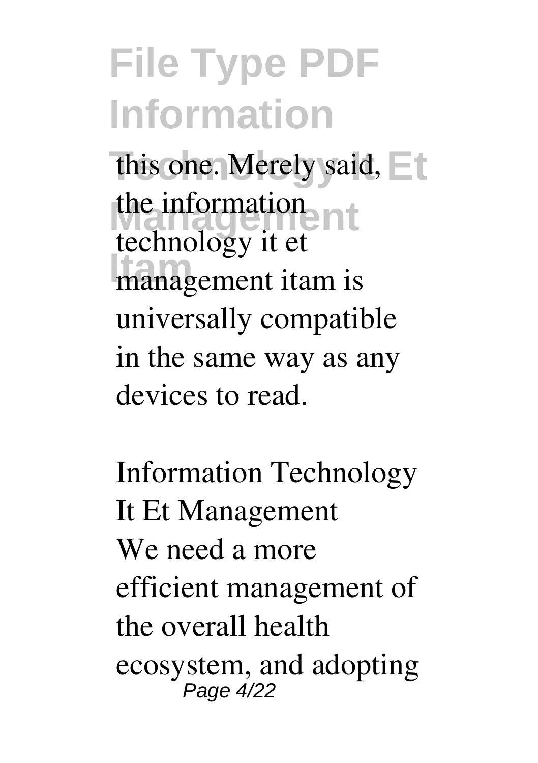this one. Merely said, the information technology it et management itam is universally compatible in the same way as any devices to read.

**Information Technology It Et Management**

We need a more efficient management of the overall health ecosystem, and adopting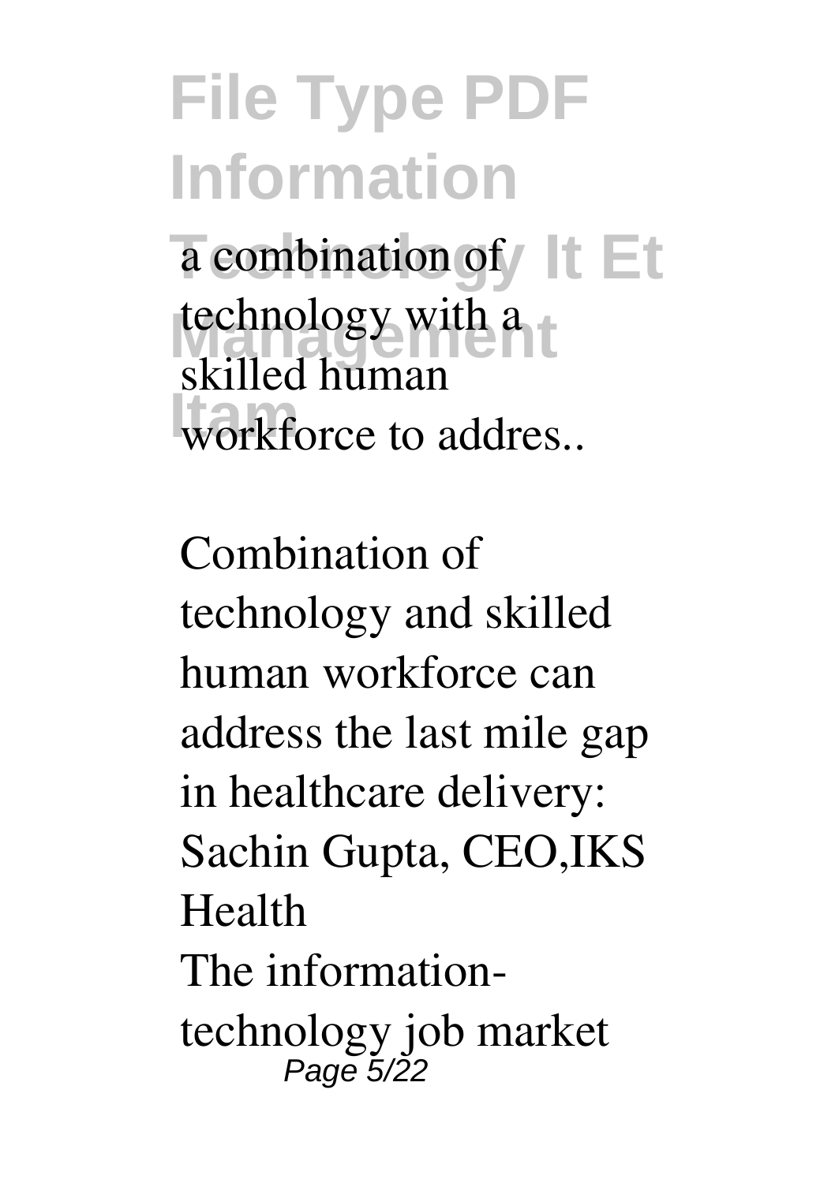a combination of technology with a skilled human workforce to addres..

Combination of technology and skilled human workforce can address the last mile gap in healthcare delivery: Sachin Gupta, CEO,IKS Health

The information-technology job market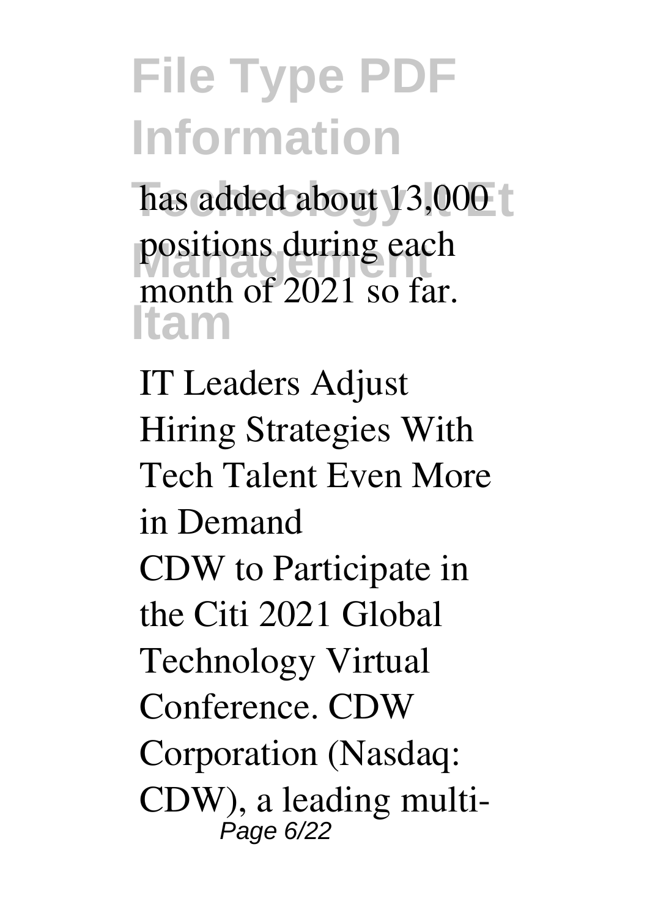has added about 13,000 positions during each month of 2021 so far.

IT Leaders Adjust Hiring Strategies With Tech Talent Even More in Demand

CDW to Participate in the Citi 2021 Global Technology Virtual Conference. CDW Corporation (Nasdaq: CDW), a leading multi-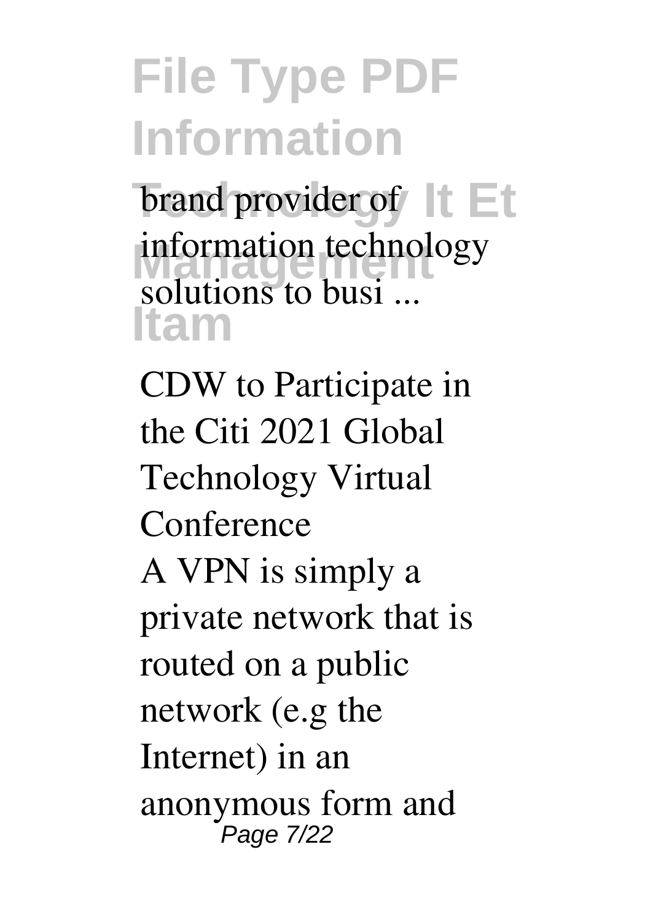brand provider of information technology solutions to busi ...

CDW to Participate in the Citi 2021 Global Technology Virtual Conference

A VPN is simply a private network that is routed on a public network (e.g the Internet) in an anonymous form and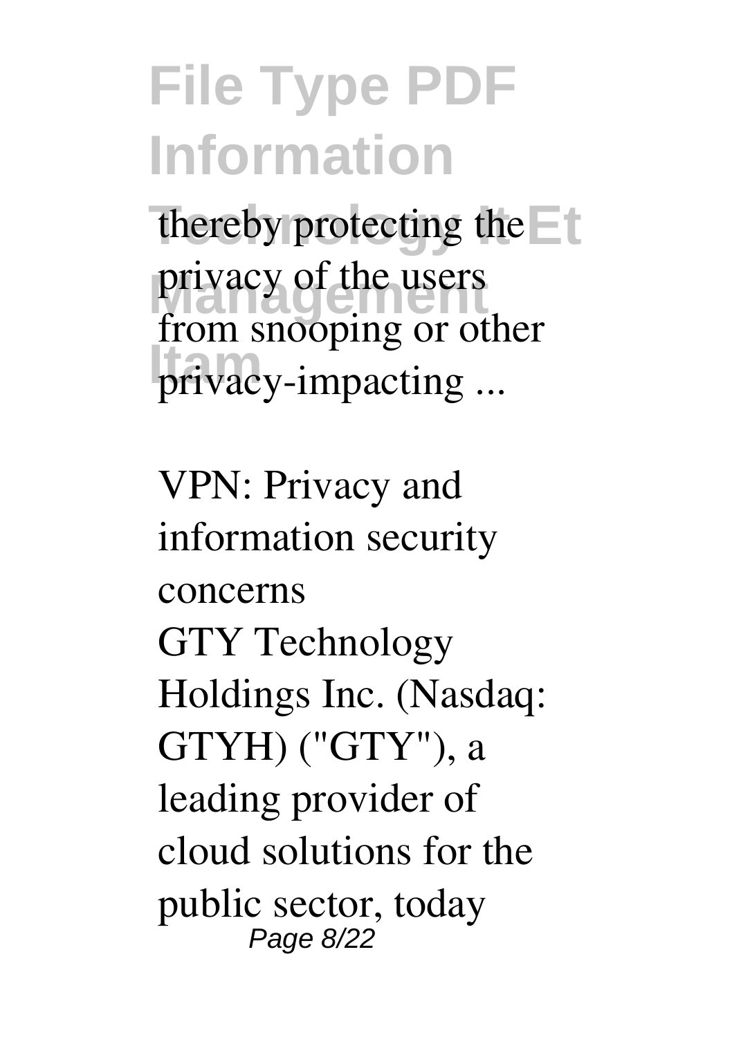thereby protecting the privacy of the users from snooping or other privacy-impacting ...

*VPN: Privacy and information security concerns*

GTY Technology Holdings Inc. (Nasdaq: GTYH) ("GTY"), a leading provider of cloud solutions for the public sector, today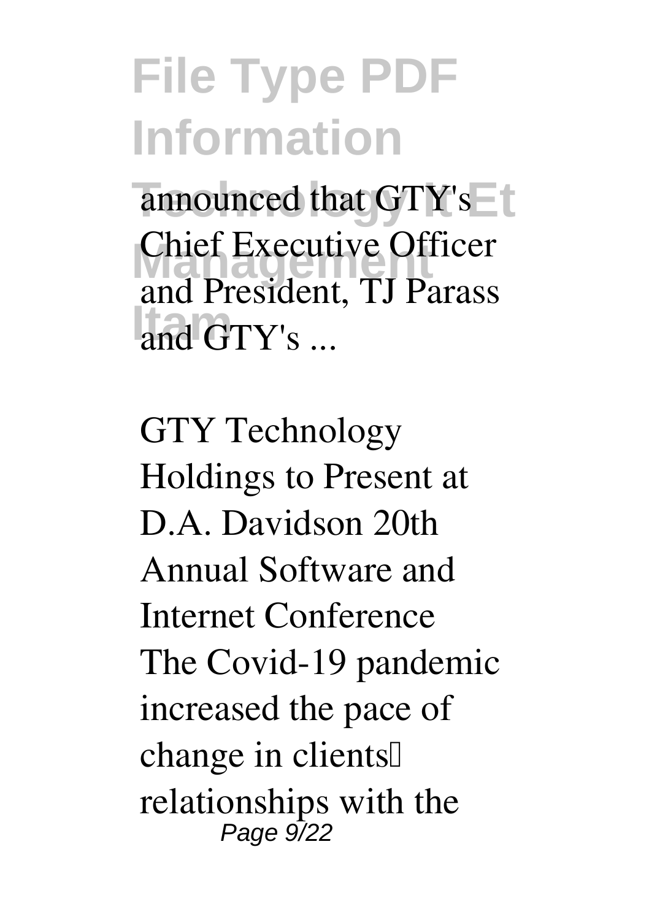announced that GTY's Chief Executive Officer and President, TJ Parass and GTY's ...

GTY Technology Holdings to Present at D.A. Davidson 20th Annual Software and Internet Conference

The Covid-19 pandemic increased the pace of change in clients' relationships with the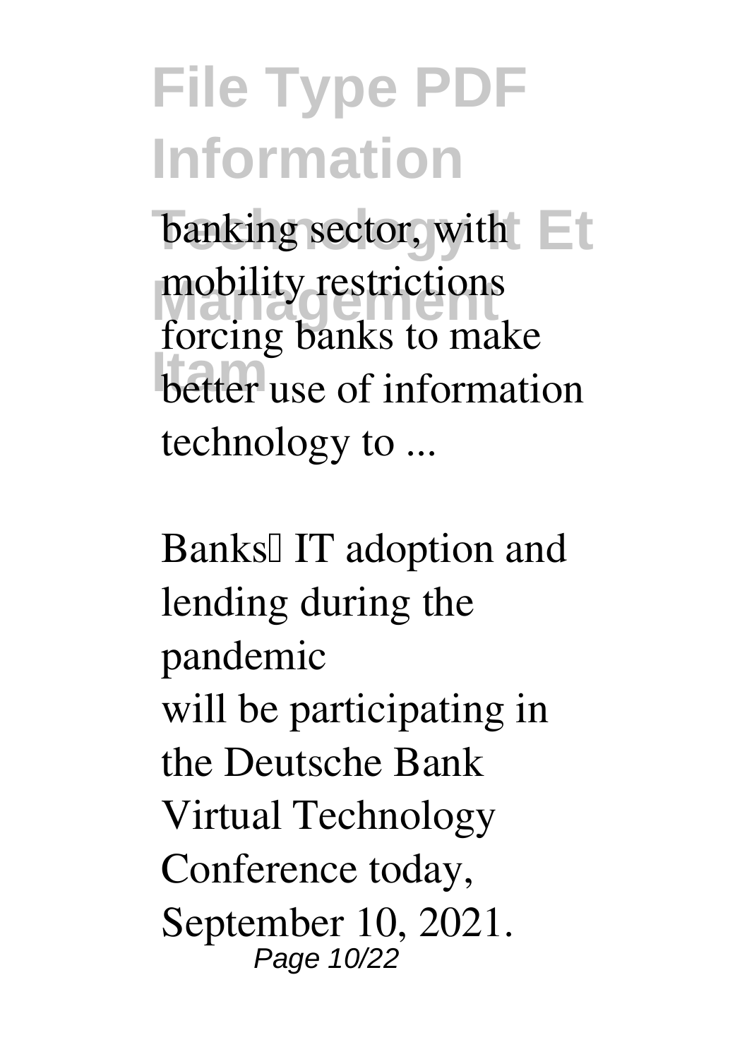banking sector, with mobility restrictions forcing banks to make better use of information technology to ...

## Banks' IT adoption and lending during the pandemic

will be participating in the Deutsche Bank Virtual Technology Conference today, September 10, 2021.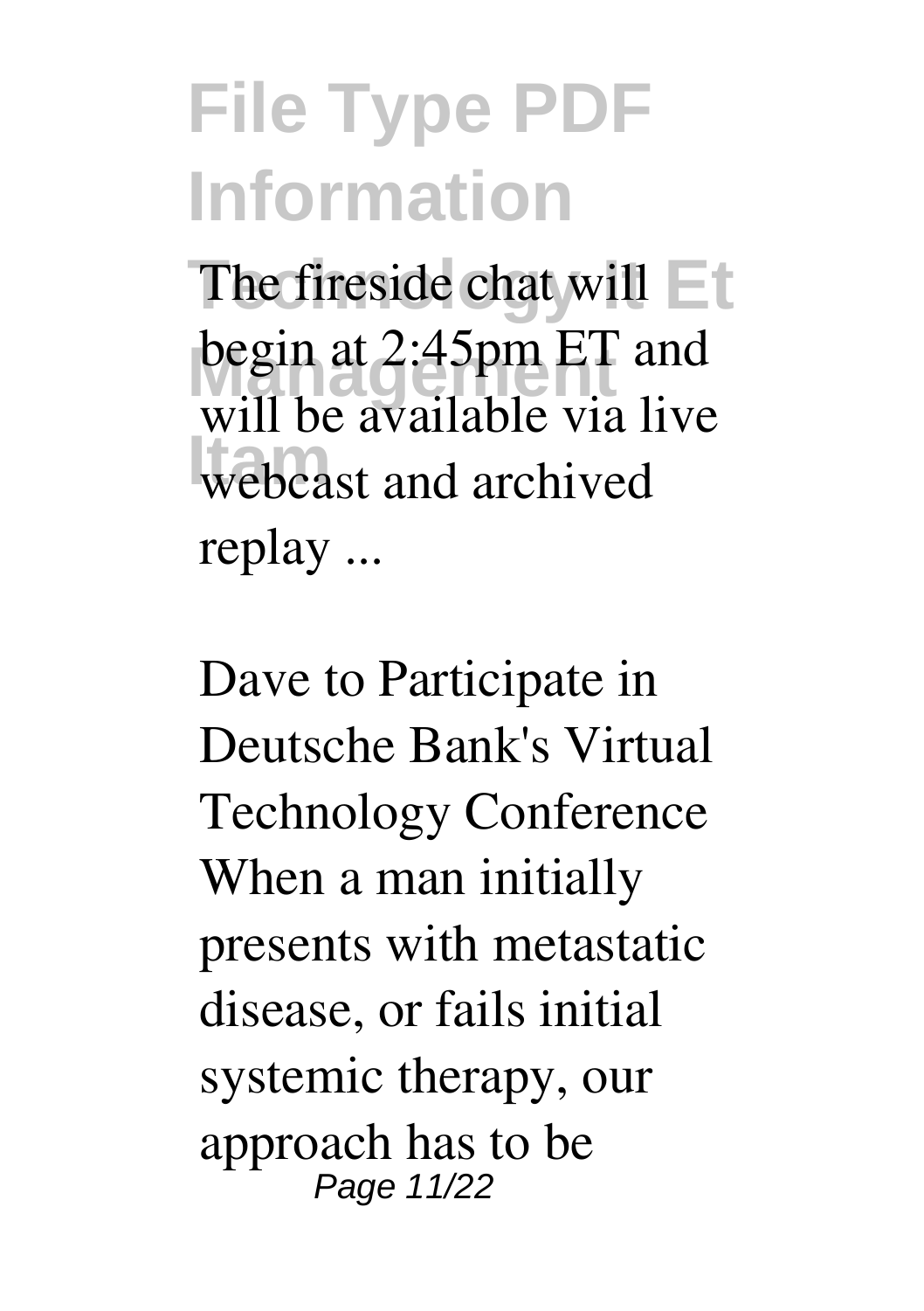# File Type PDF Information Technology It Et Management Itam

The fireside chat will begin at 2:45pm ET and will be available via live webcast and archived replay ...

Dave to Participate in Deutsche Bank's Virtual Technology Conference

When a man initially presents with metastatic disease, or fails initial systemic therapy, our approach has to be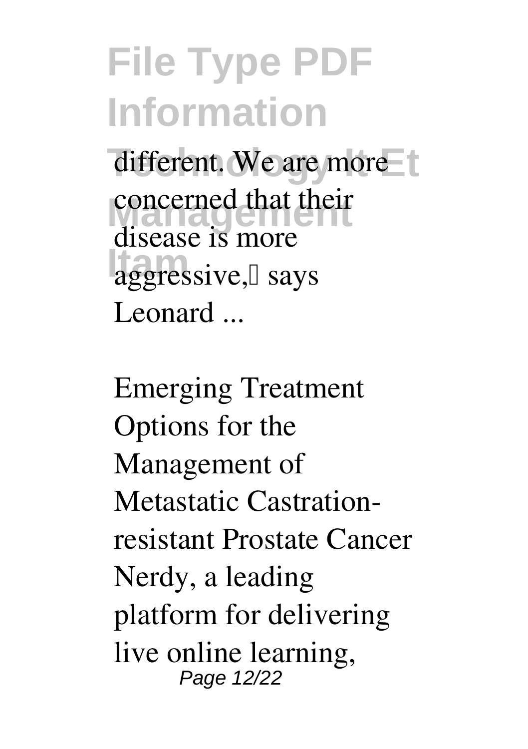different. We are more concerned that their disease is more aggressive,' says Leonard ...

Emerging Treatment Options for the Management of Metastatic Castration-resistant Prostate Cancer

Nerdy, a leading platform for delivering live online learning,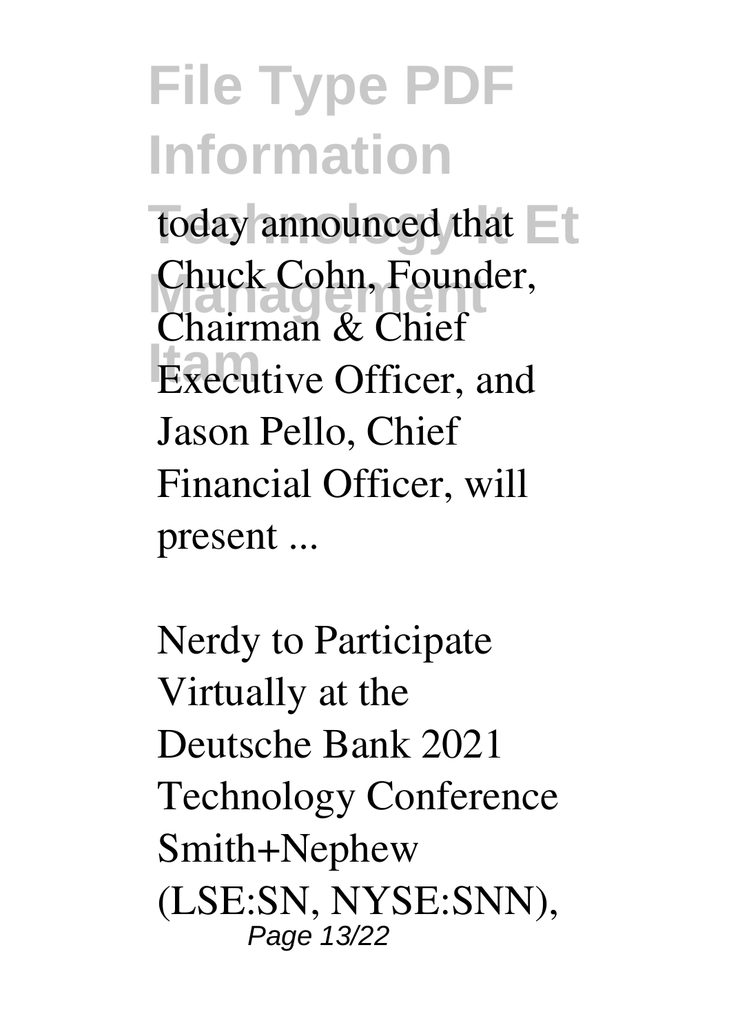today announced that Chuck Cohn, Founder, Chairman & Chief Executive Officer, and Jason Pello, Chief Financial Officer, will present ...

Nerdy to Participate Virtually at the Deutsche Bank 2021 Technology Conference
Smith+Nephew (LSE:SN, NYSE:SNN),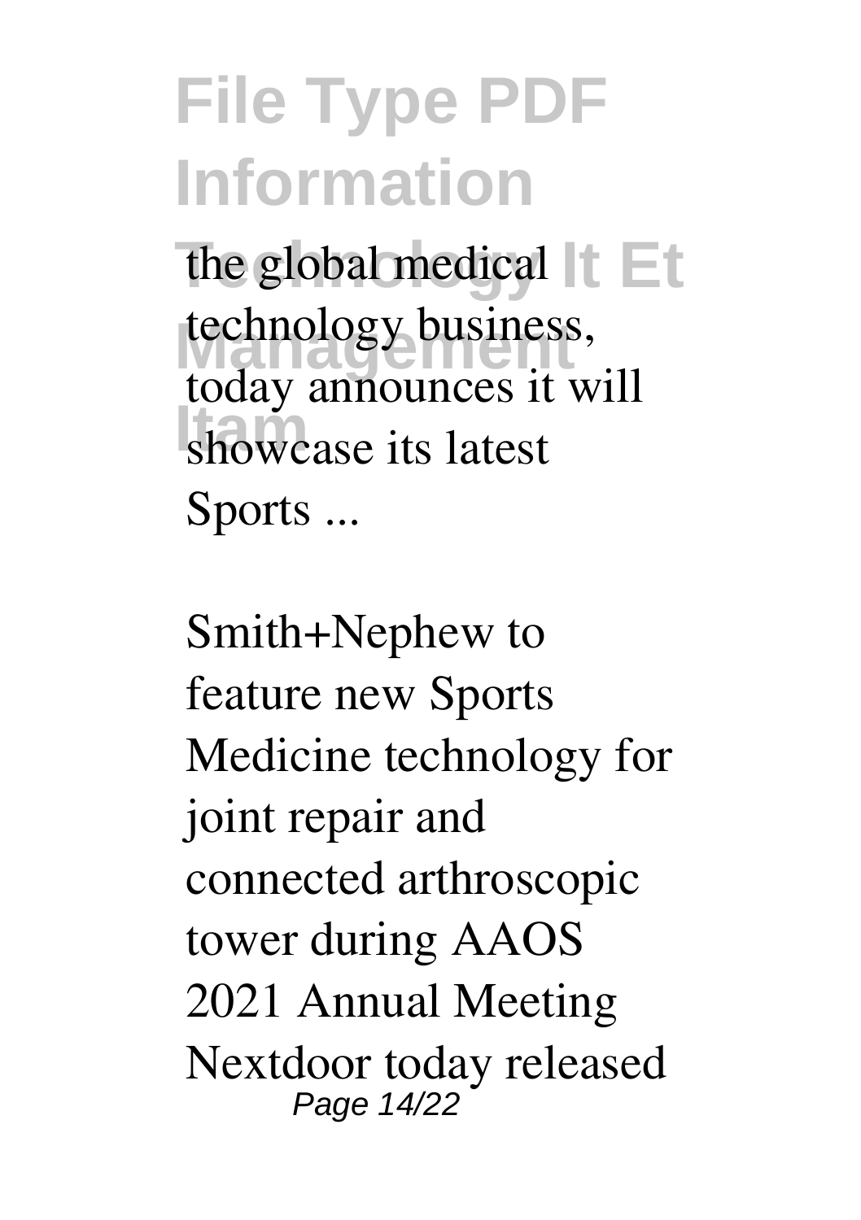the global medical technology business, today announces it will showcase its latest Sports ...

Smith+Nephew to feature new Sports Medicine technology for joint repair and connected arthroscopic tower during AAOS 2021 Annual Meeting
Nextdoor today released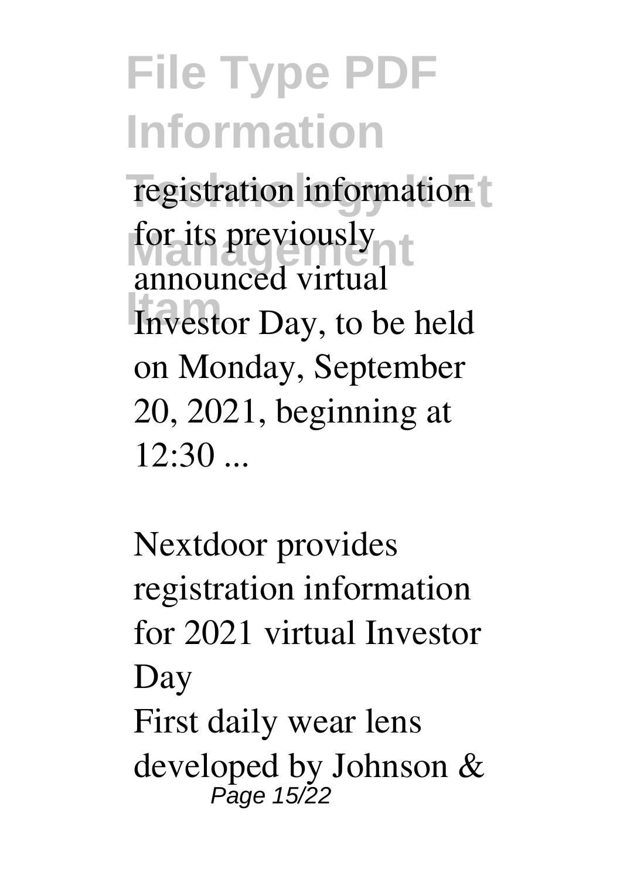registration information for its previously announced virtual Investor Day, to be held on Monday, September 20, 2021, beginning at 12:30 ...

*Nextdoor provides registration information for 2021 virtual Investor Day*

First daily wear lens developed by Johnson &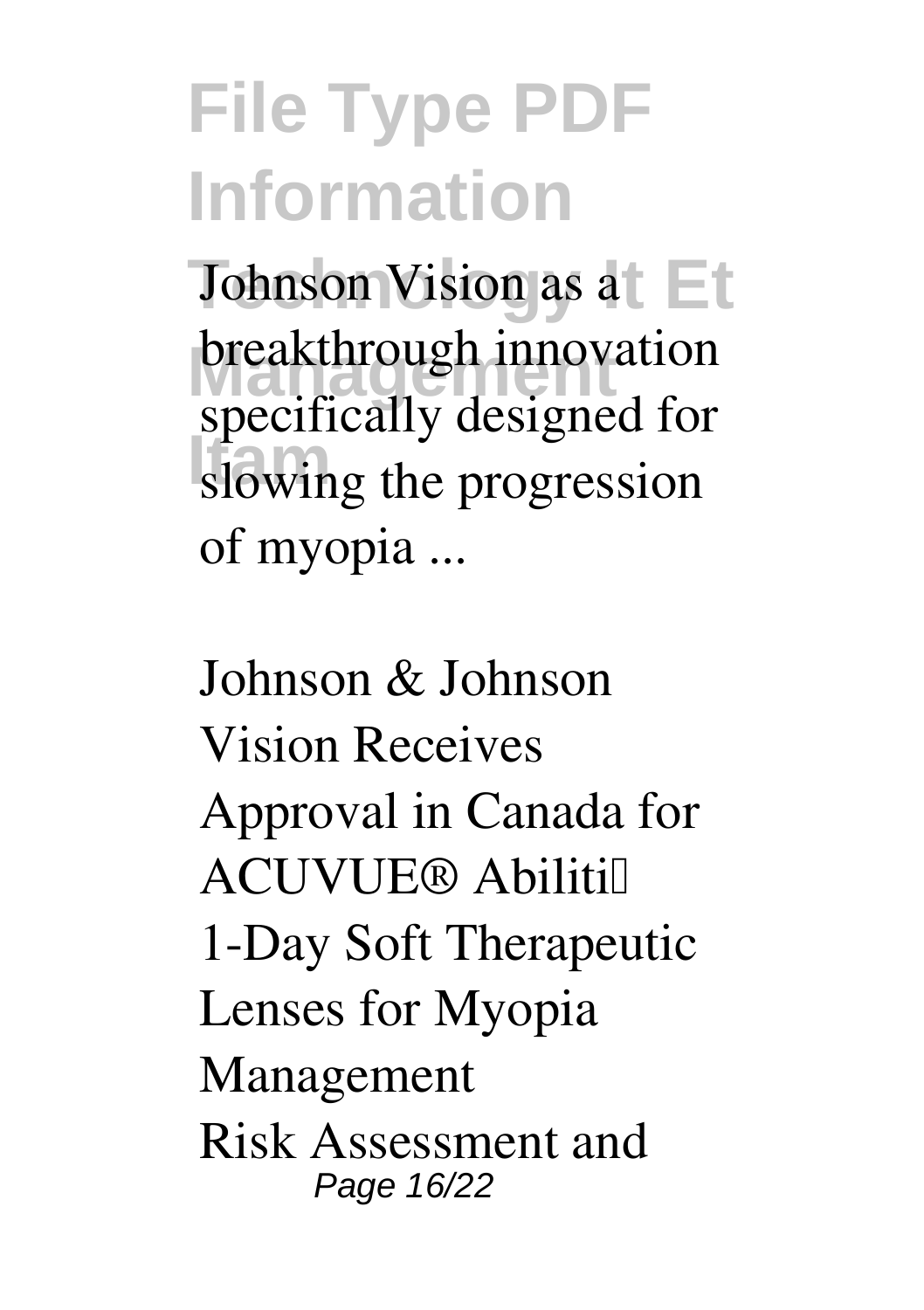Johnson Vision as a breakthrough innovation specifically designed for slowing the progression of myopia ...

Johnson & Johnson Vision Receives Approval in Canada for ACUVUE® Abiliti™ 1-Day Soft Therapeutic Lenses for Myopia Management

Risk Assessment and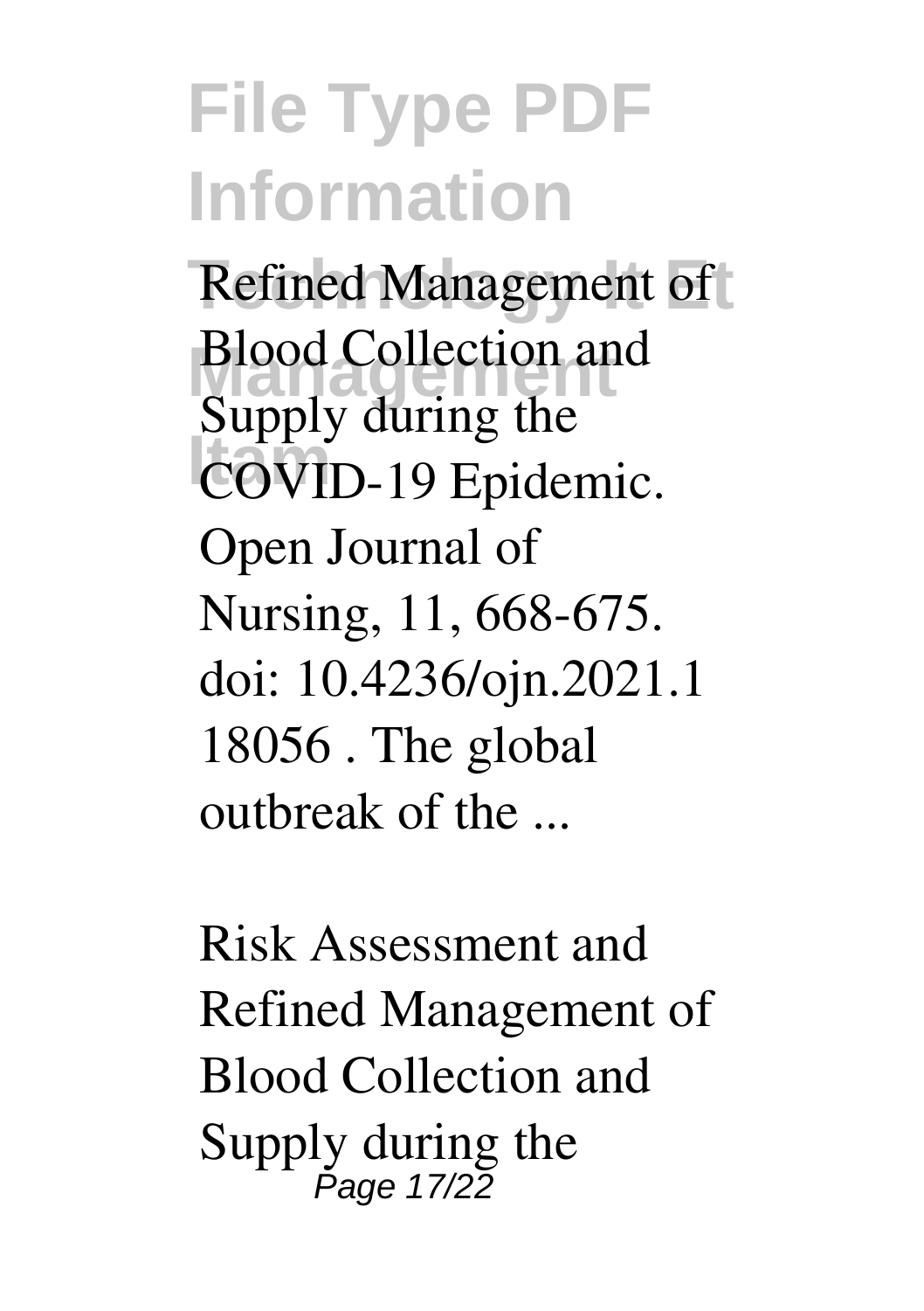Refined Management of Blood Collection and Supply during the COVID-19 Epidemic. Open Journal of Nursing, 11, 668-675. doi: 10.4236/ojn.2021.118056 . The global outbreak of the ...

Risk Assessment and Refined Management of Blood Collection and Supply during the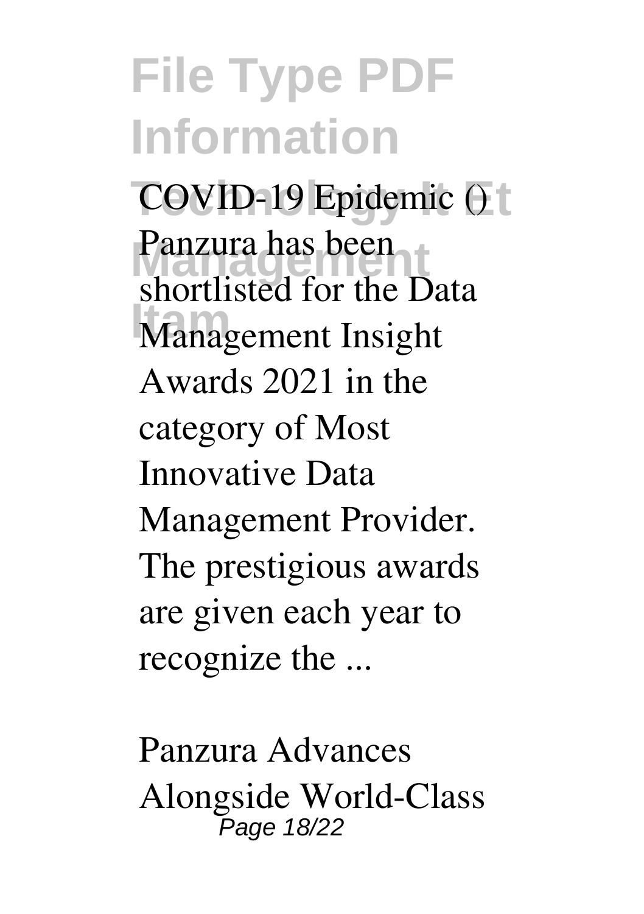COVID-19 Epidemic ()

Panzura has been shortlisted for the Data Management Insight Awards 2021 in the category of Most Innovative Data Management Provider. The prestigious awards are given each year to recognize the ...

Panzura Advances Alongside World-Class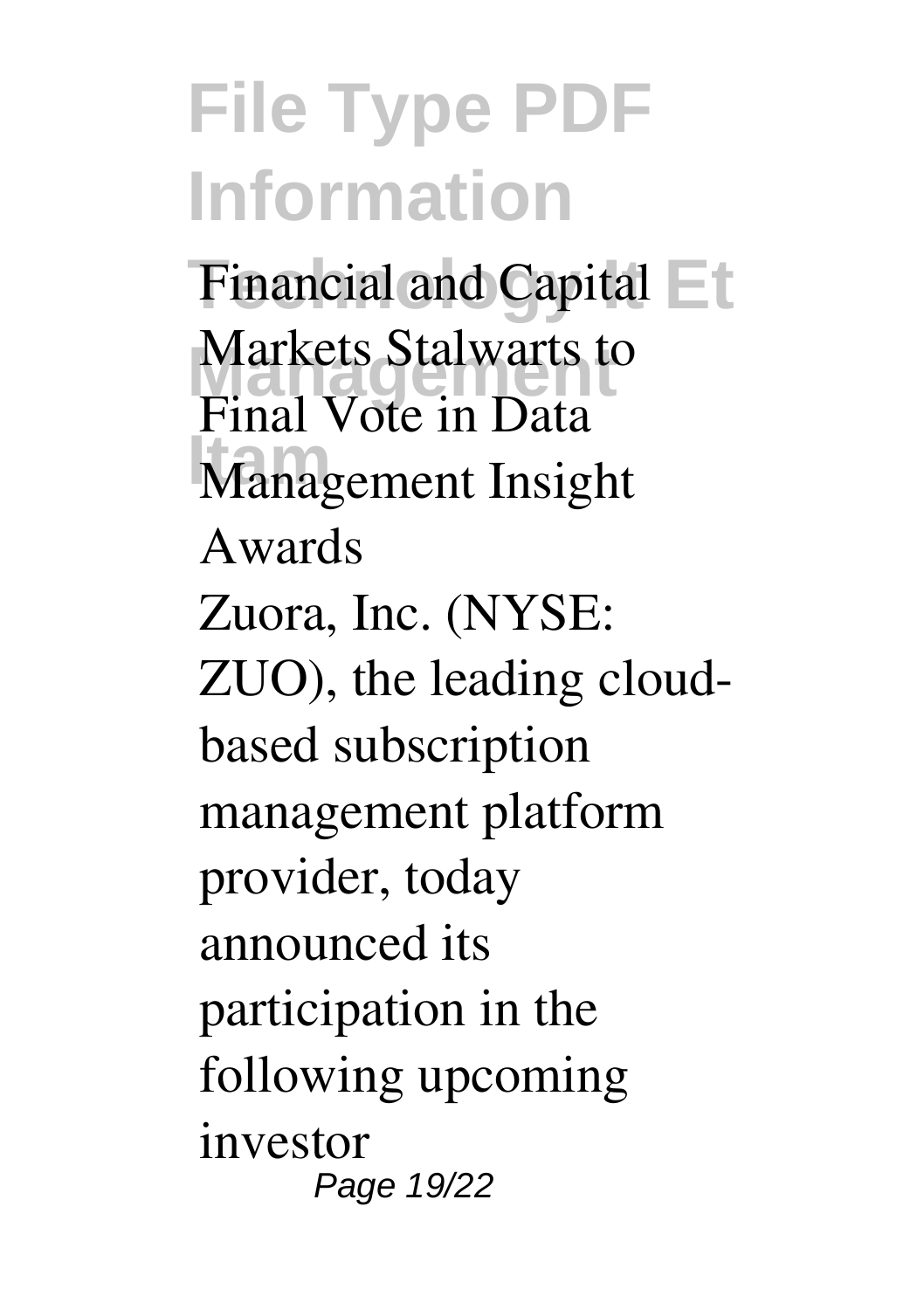Financial and Capital Markets Stalwarts to Final Vote in Data Management Insight Awards

Zuora, Inc. (NYSE: ZUO), the leading cloud-based subscription management platform provider, today announced its participation in the following upcoming investor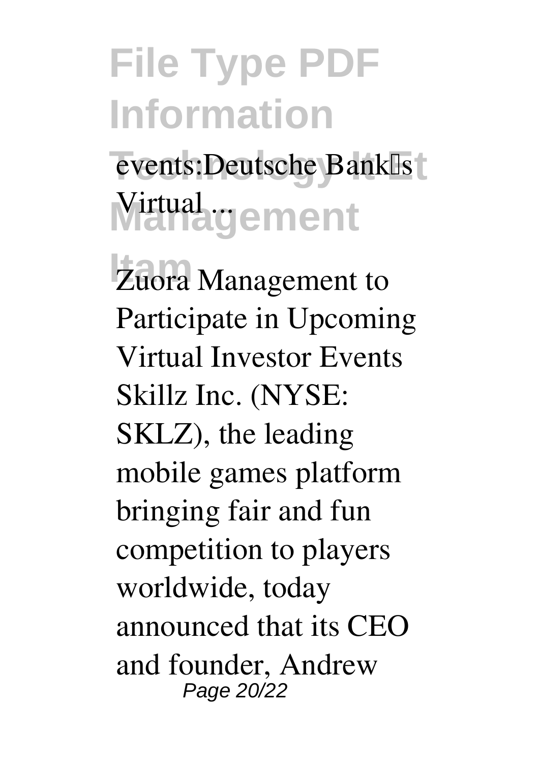events:Deutsche Bank's Virtual ...

Zuora Management to Participate in Upcoming Virtual Investor Events Skillz Inc. (NYSE: SKLZ), the leading mobile games platform bringing fair and fun competition to players worldwide, today announced that its CEO and founder, Andrew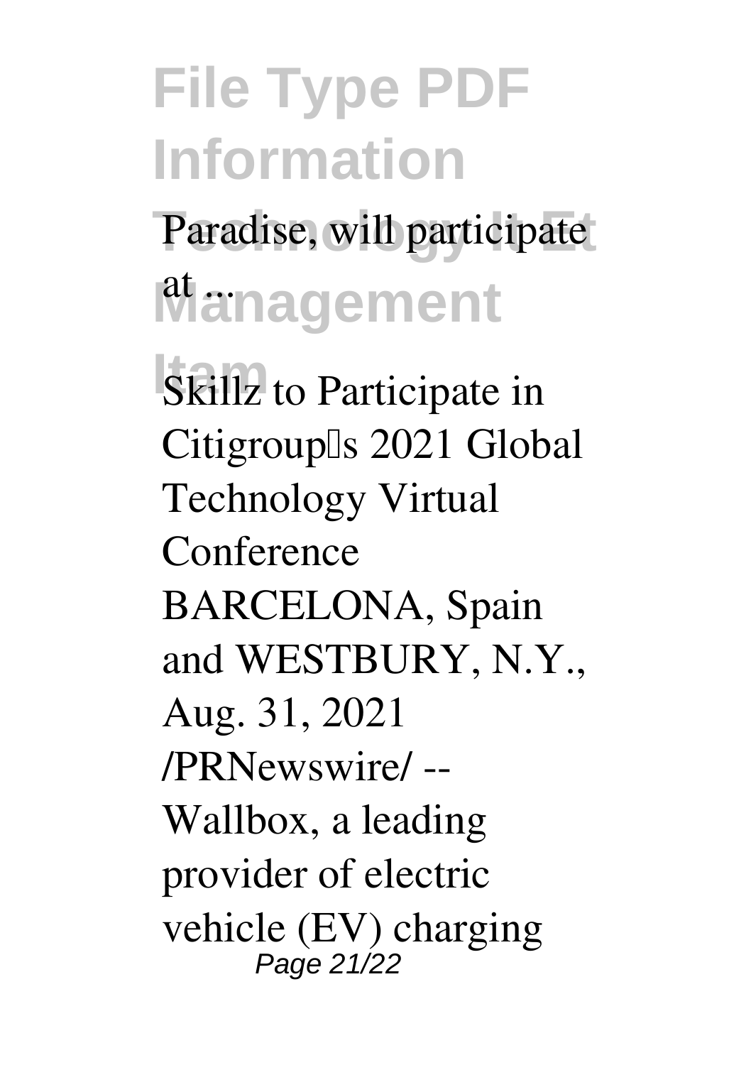Paradise, will participate at ...

**Skillz to Participate in Citigroup's 2021 Global Technology Virtual Conference**

BARCELONA, Spain and WESTBURY, N.Y., Aug. 31, 2021 /PRNewswire/ -- Wallbox, a leading provider of electric vehicle (EV) charging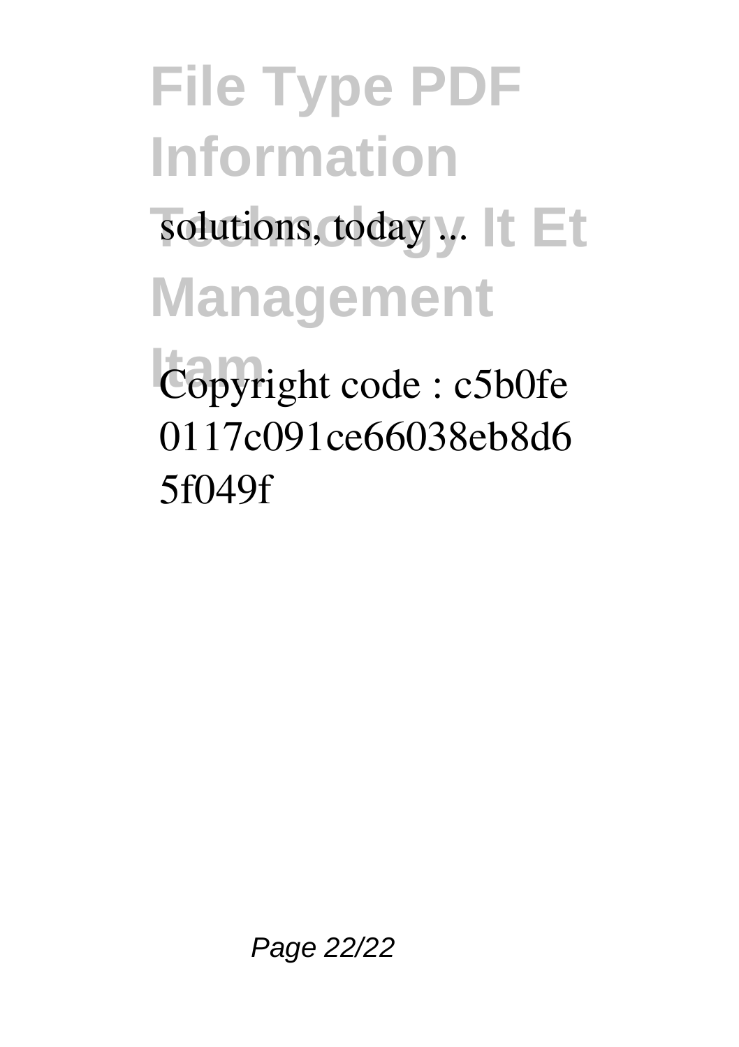solutions, today ...

Copyright code : c5b0fe0117c091ce66038eb8d65f049f